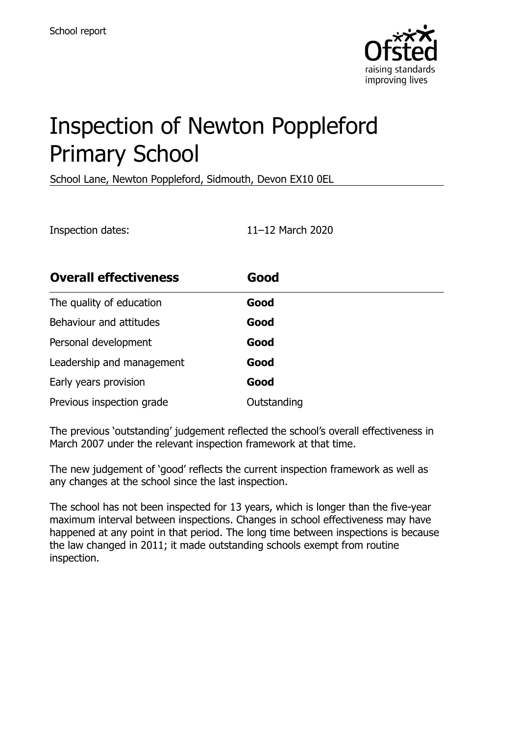School report

# Inspection of Newton Poppleford Primary School

School Lane, Newton Poppleford, Sidmouth, Devon EX10 0EL

Inspection dates: 11–12 March 2020

| **Overall effectiveness** | **Good** |
| --- | --- |
| The quality of education | **Good** |
| Behaviour and attitudes | **Good** |
| Personal development | **Good** |
| Leadership and management | **Good** |
| Early years provision | **Good** |
| Previous inspection grade | Outstanding |

The previous 'outstanding' judgement reflected the school's overall effectiveness in March 2007 under the relevant inspection framework at that time.

The new judgement of 'good' reflects the current inspection framework as well as any changes at the school since the last inspection.

The school has not been inspected for 13 years, which is longer than the five-year maximum interval between inspections. Changes in school effectiveness may have happened at any point in that period. The long time between inspections is because the law changed in 2011; it made outstanding schools exempt from routine inspection.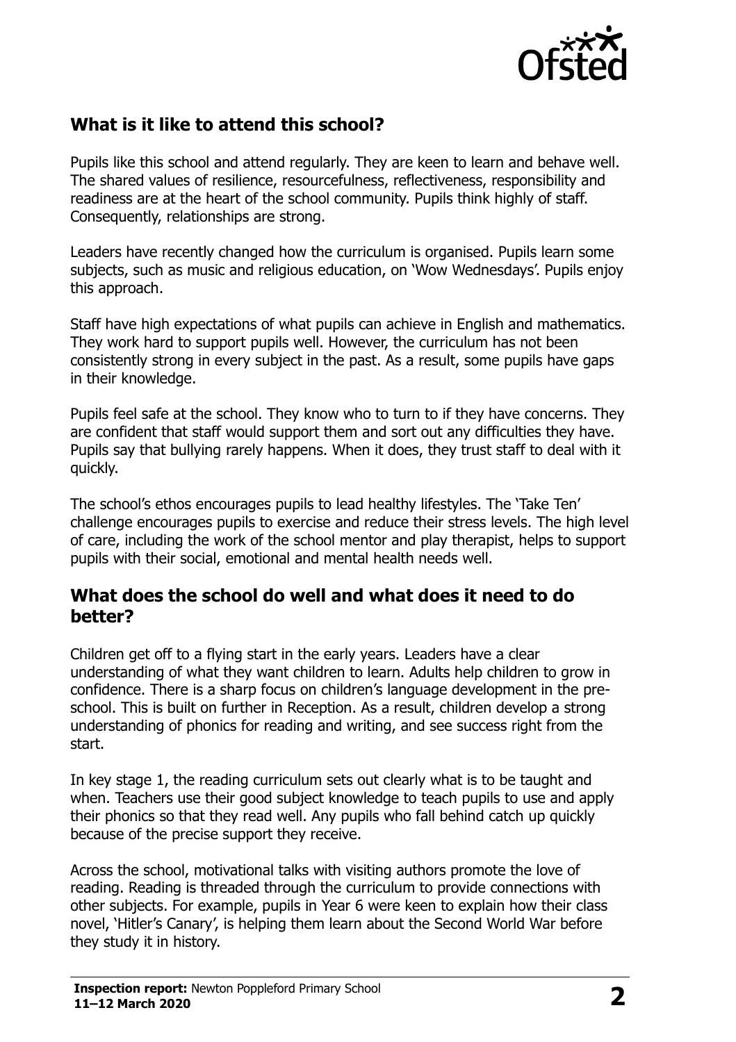## What is it like to attend this school?

Pupils like this school and attend regularly. They are keen to learn and behave well. The shared values of resilience, resourcefulness, reflectiveness, responsibility and readiness are at the heart of the school community. Pupils think highly of staff. Consequently, relationships are strong.

Leaders have recently changed how the curriculum is organised. Pupils learn some subjects, such as music and religious education, on 'Wow Wednesdays'. Pupils enjoy this approach.

Staff have high expectations of what pupils can achieve in English and mathematics. They work hard to support pupils well. However, the curriculum has not been consistently strong in every subject in the past. As a result, some pupils have gaps in their knowledge.

Pupils feel safe at the school. They know who to turn to if they have concerns. They are confident that staff would support them and sort out any difficulties they have. Pupils say that bullying rarely happens. When it does, they trust staff to deal with it quickly.

The school's ethos encourages pupils to lead healthy lifestyles. The 'Take Ten' challenge encourages pupils to exercise and reduce their stress levels. The high level of care, including the work of the school mentor and play therapist, helps to support pupils with their social, emotional and mental health needs well.

## What does the school do well and what does it need to do better?

Children get off to a flying start in the early years. Leaders have a clear understanding of what they want children to learn. Adults help children to grow in confidence. There is a sharp focus on children's language development in the pre-school. This is built on further in Reception. As a result, children develop a strong understanding of phonics for reading and writing, and see success right from the start.

In key stage 1, the reading curriculum sets out clearly what is to be taught and when. Teachers use their good subject knowledge to teach pupils to use and apply their phonics so that they read well. Any pupils who fall behind catch up quickly because of the precise support they receive.

Across the school, motivational talks with visiting authors promote the love of reading. Reading is threaded through the curriculum to provide connections with other subjects. For example, pupils in Year 6 were keen to explain how their class novel, 'Hitler's Canary', is helping them learn about the Second World War before they study it in history.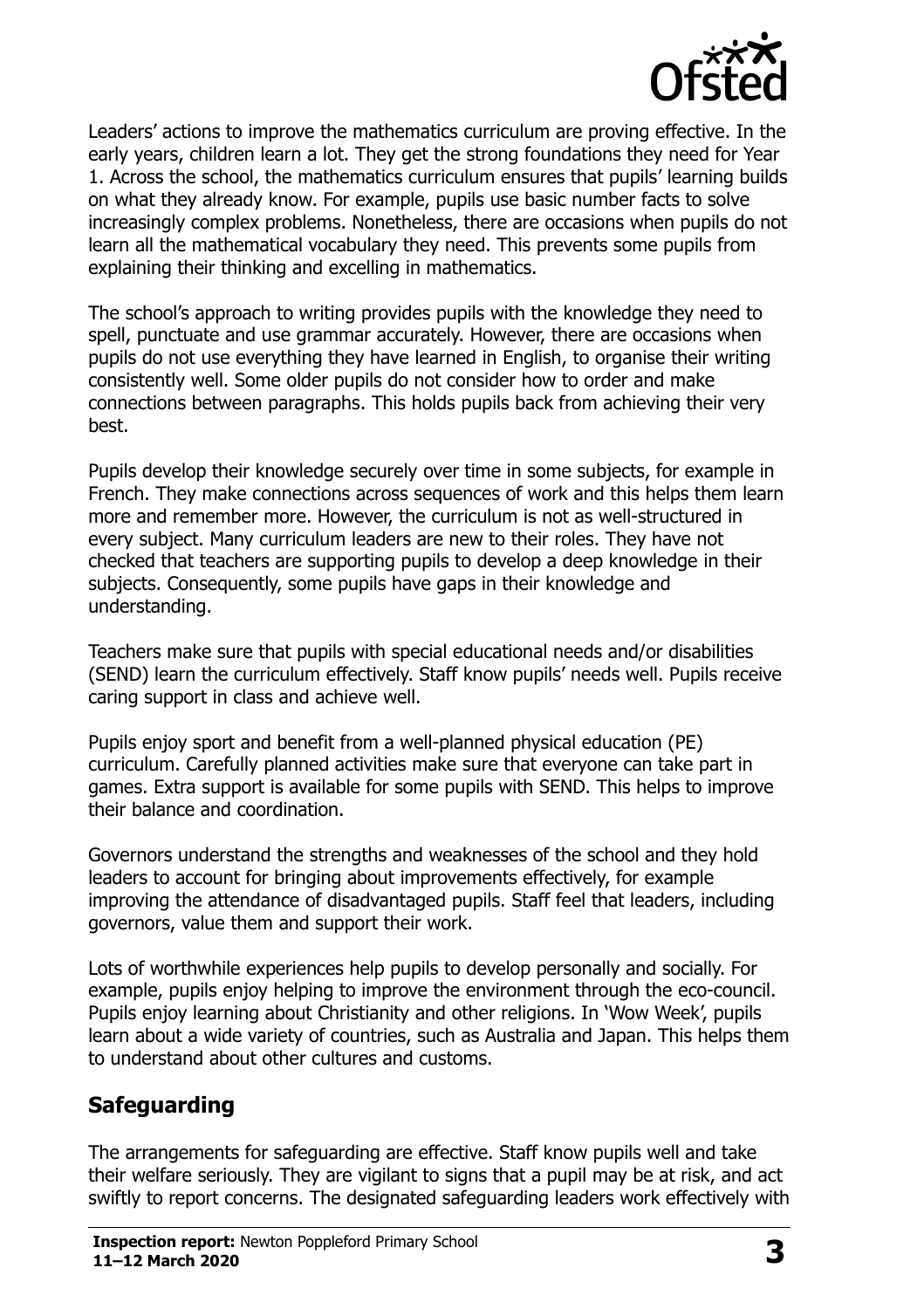Leaders' actions to improve the mathematics curriculum are proving effective. In the early years, children learn a lot. They get the strong foundations they need for Year 1. Across the school, the mathematics curriculum ensures that pupils' learning builds on what they already know. For example, pupils use basic number facts to solve increasingly complex problems. Nonetheless, there are occasions when pupils do not learn all the mathematical vocabulary they need. This prevents some pupils from explaining their thinking and excelling in mathematics.

The school's approach to writing provides pupils with the knowledge they need to spell, punctuate and use grammar accurately. However, there are occasions when pupils do not use everything they have learned in English, to organise their writing consistently well. Some older pupils do not consider how to order and make connections between paragraphs. This holds pupils back from achieving their very best.

Pupils develop their knowledge securely over time in some subjects, for example in French. They make connections across sequences of work and this helps them learn more and remember more. However, the curriculum is not as well-structured in every subject. Many curriculum leaders are new to their roles. They have not checked that teachers are supporting pupils to develop a deep knowledge in their subjects. Consequently, some pupils have gaps in their knowledge and understanding.

Teachers make sure that pupils with special educational needs and/or disabilities (SEND) learn the curriculum effectively. Staff know pupils' needs well. Pupils receive caring support in class and achieve well.

Pupils enjoy sport and benefit from a well-planned physical education (PE) curriculum. Carefully planned activities make sure that everyone can take part in games. Extra support is available for some pupils with SEND. This helps to improve their balance and coordination.

Governors understand the strengths and weaknesses of the school and they hold leaders to account for bringing about improvements effectively, for example improving the attendance of disadvantaged pupils. Staff feel that leaders, including governors, value them and support their work.

Lots of worthwhile experiences help pupils to develop personally and socially. For example, pupils enjoy helping to improve the environment through the eco-council. Pupils enjoy learning about Christianity and other religions. In 'Wow Week', pupils learn about a wide variety of countries, such as Australia and Japan. This helps them to understand about other cultures and customs.

## Safeguarding

The arrangements for safeguarding are effective. Staff know pupils well and take their welfare seriously. They are vigilant to signs that a pupil may be at risk, and act swiftly to report concerns. The designated safeguarding leaders work effectively with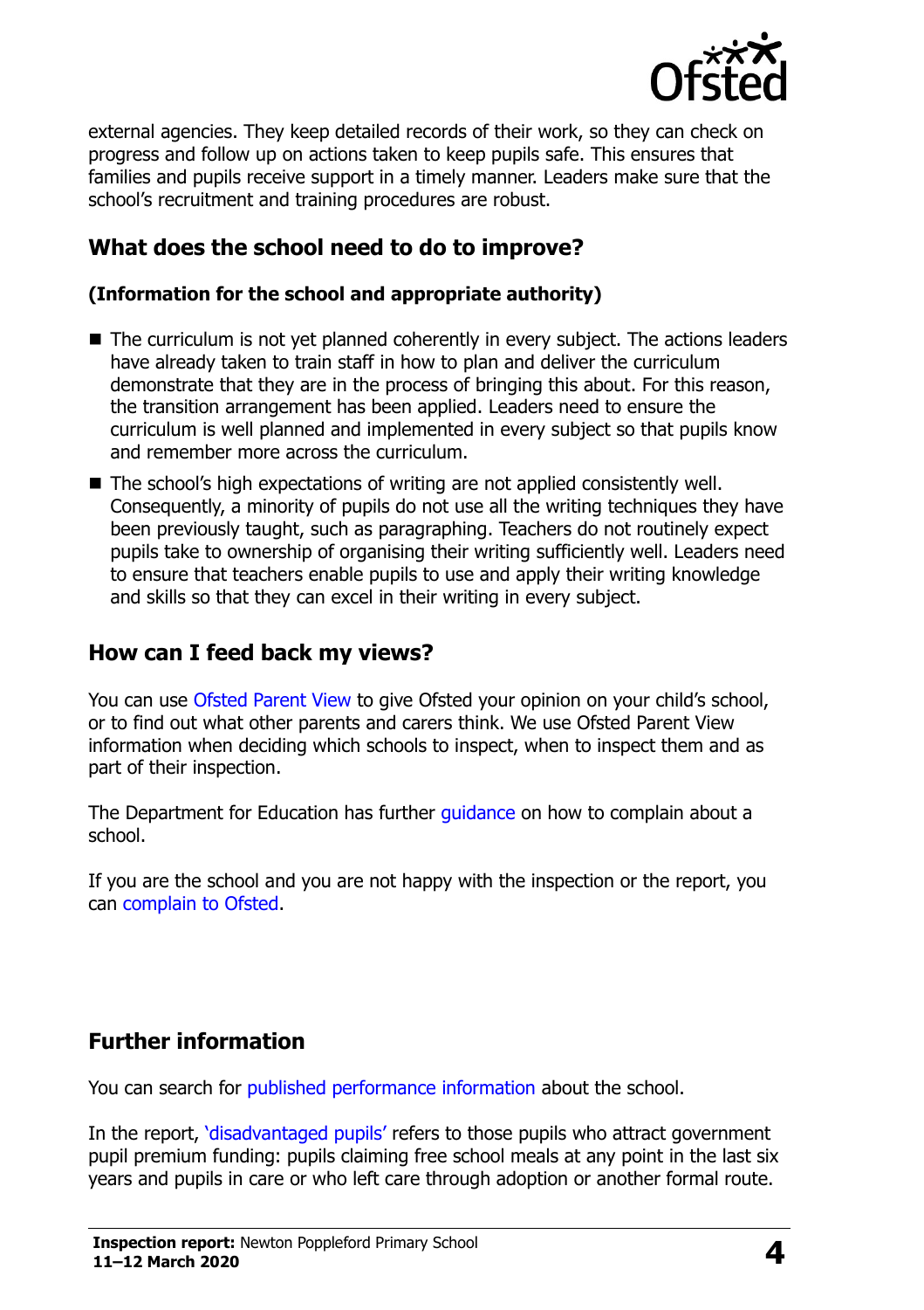external agencies. They keep detailed records of their work, so they can check on progress and follow up on actions taken to keep pupils safe. This ensures that families and pupils receive support in a timely manner. Leaders make sure that the school's recruitment and training procedures are robust.

## What does the school need to do to improve?

**(Information for the school and appropriate authority)**

- The curriculum is not yet planned coherently in every subject. The actions leaders have already taken to train staff in how to plan and deliver the curriculum demonstrate that they are in the process of bringing this about. For this reason, the transition arrangement has been applied. Leaders need to ensure the curriculum is well planned and implemented in every subject so that pupils know and remember more across the curriculum.
- The school's high expectations of writing are not applied consistently well. Consequently, a minority of pupils do not use all the writing techniques they have been previously taught, such as paragraphing. Teachers do not routinely expect pupils take to ownership of organising their writing sufficiently well. Leaders need to ensure that teachers enable pupils to use and apply their writing knowledge and skills so that they can excel in their writing in every subject.

## How can I feed back my views?

You can use Ofsted Parent View to give Ofsted your opinion on your child's school, or to find out what other parents and carers think. We use Ofsted Parent View information when deciding which schools to inspect, when to inspect them and as part of their inspection.

The Department for Education has further guidance on how to complain about a school.

If you are the school and you are not happy with the inspection or the report, you can complain to Ofsted.

## Further information

You can search for published performance information about the school.

In the report, 'disadvantaged pupils' refers to those pupils who attract government pupil premium funding: pupils claiming free school meals at any point in the last six years and pupils in care or who left care through adoption or another formal route.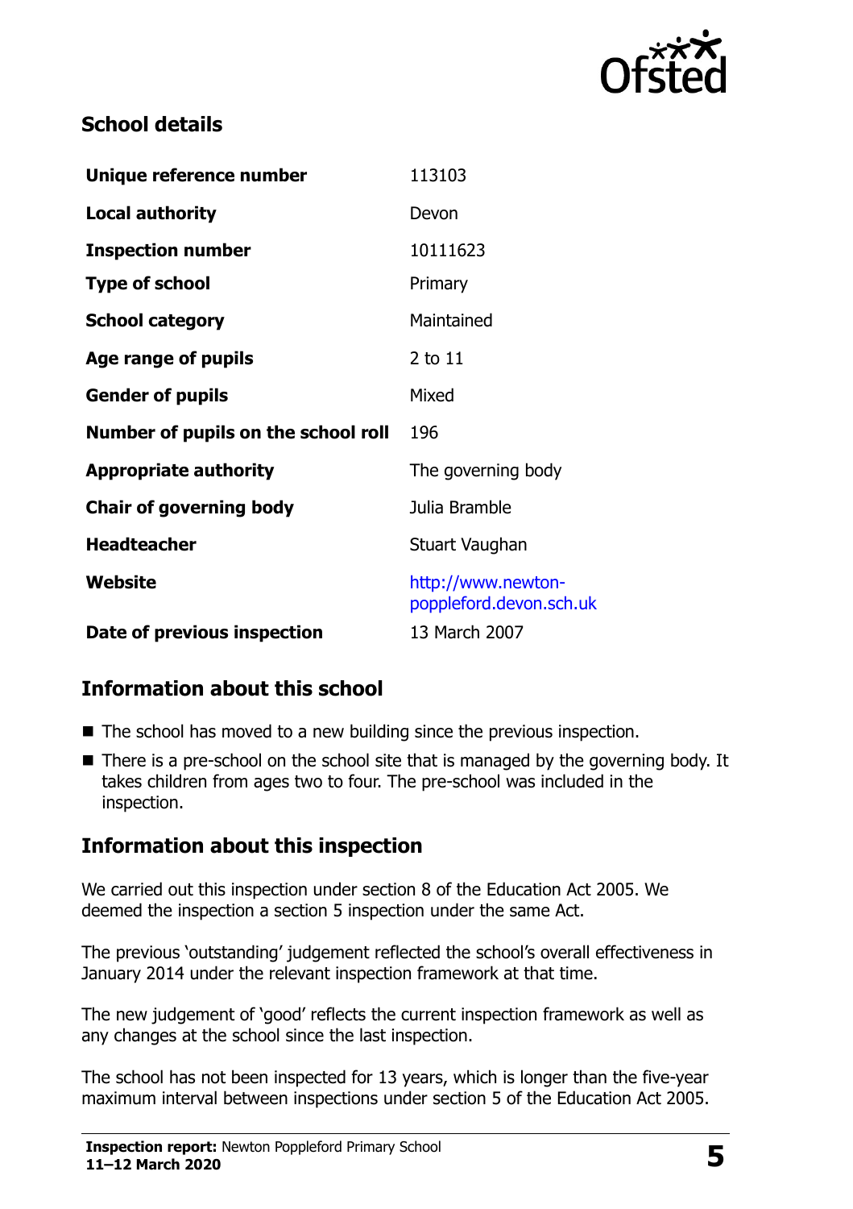## School details

| | |
|---|---|
| **Unique reference number** | 113103 |
| **Local authority** | Devon |
| **Inspection number** | 10111623 |
| **Type of school** | Primary |
| **School category** | Maintained |
| **Age range of pupils** | 2 to 11 |
| **Gender of pupils** | Mixed |
| **Number of pupils on the school roll** | 196 |
| **Appropriate authority** | The governing body |
| **Chair of governing body** | Julia Bramble |
| **Headteacher** | Stuart Vaughan |
| **Website** | http://www.newton-poppleford.devon.sch.uk |
| **Date of previous inspection** | 13 March 2007 |

## Information about this school

- The school has moved to a new building since the previous inspection.
- There is a pre-school on the school site that is managed by the governing body. It takes children from ages two to four. The pre-school was included in the inspection.

## Information about this inspection

We carried out this inspection under section 8 of the Education Act 2005. We deemed the inspection a section 5 inspection under the same Act.

The previous 'outstanding' judgement reflected the school's overall effectiveness in January 2014 under the relevant inspection framework at that time.

The new judgement of 'good' reflects the current inspection framework as well as any changes at the school since the last inspection.

The school has not been inspected for 13 years, which is longer than the five-year maximum interval between inspections under section 5 of the Education Act 2005.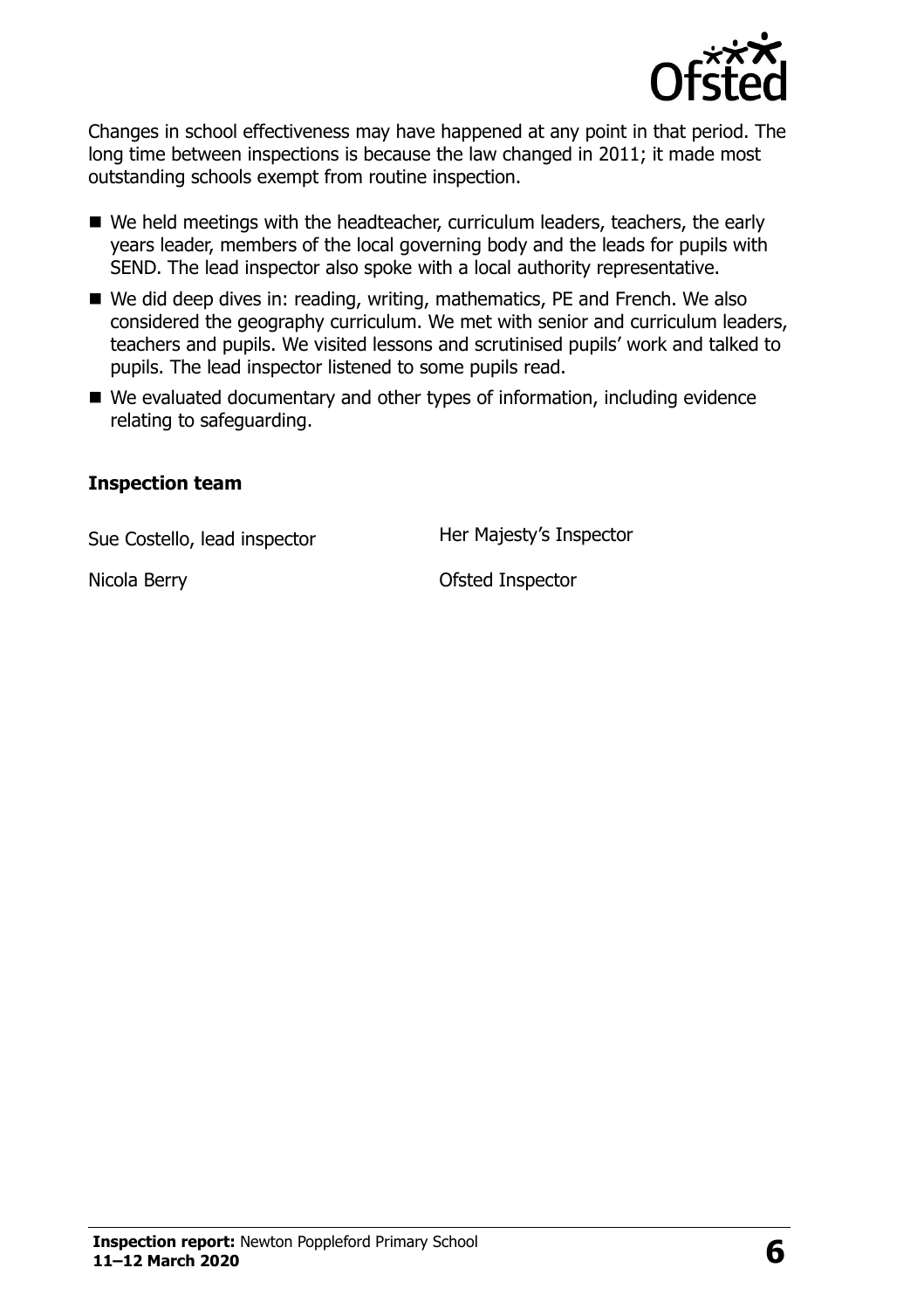Changes in school effectiveness may have happened at any point in that period. The long time between inspections is because the law changed in 2011; it made most outstanding schools exempt from routine inspection.

- We held meetings with the headteacher, curriculum leaders, teachers, the early years leader, members of the local governing body and the leads for pupils with SEND. The lead inspector also spoke with a local authority representative.
- We did deep dives in: reading, writing, mathematics, PE and French. We also considered the geography curriculum. We met with senior and curriculum leaders, teachers and pupils. We visited lessons and scrutinised pupils' work and talked to pupils. The lead inspector listened to some pupils read.
- We evaluated documentary and other types of information, including evidence relating to safeguarding.

### Inspection team

| | |
|---|---|
| Sue Costello, lead inspector | Her Majesty's Inspector |
| Nicola Berry | Ofsted Inspector |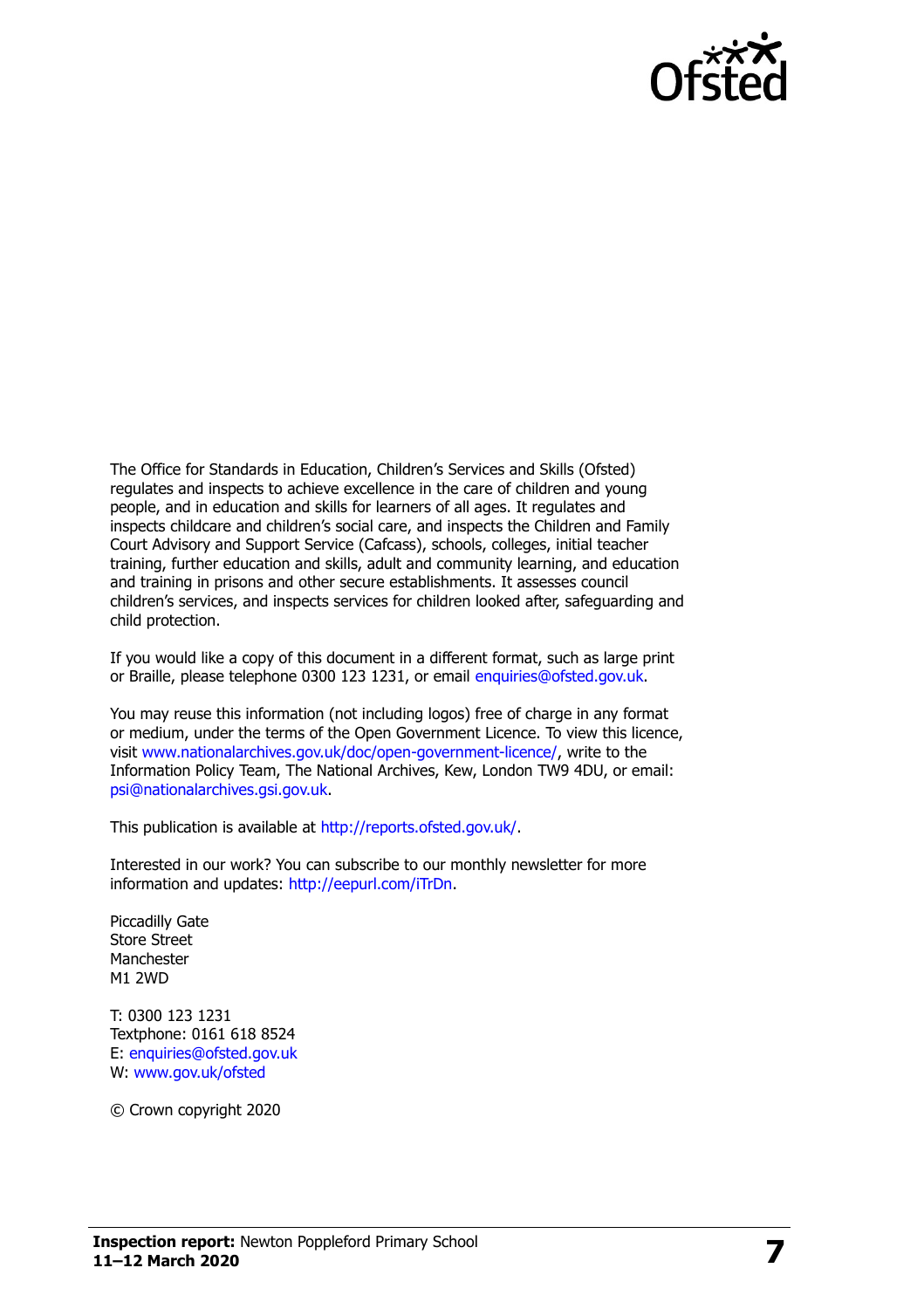The Office for Standards in Education, Children's Services and Skills (Ofsted) regulates and inspects to achieve excellence in the care of children and young people, and in education and skills for learners of all ages. It regulates and inspects childcare and children's social care, and inspects the Children and Family Court Advisory and Support Service (Cafcass), schools, colleges, initial teacher training, further education and skills, adult and community learning, and education and training in prisons and other secure establishments. It assesses council children's services, and inspects services for children looked after, safeguarding and child protection.

If you would like a copy of this document in a different format, such as large print or Braille, please telephone 0300 123 1231, or email enquiries@ofsted.gov.uk.

You may reuse this information (not including logos) free of charge in any format or medium, under the terms of the Open Government Licence. To view this licence, visit www.nationalarchives.gov.uk/doc/open-government-licence/, write to the Information Policy Team, The National Archives, Kew, London TW9 4DU, or email: psi@nationalarchives.gsi.gov.uk.

This publication is available at http://reports.ofsted.gov.uk/.

Interested in our work? You can subscribe to our monthly newsletter for more information and updates: http://eepurl.com/iTrDn.

Piccadilly Gate
Store Street
Manchester
M1 2WD

T: 0300 123 1231
Textphone: 0161 618 8524
E: enquiries@ofsted.gov.uk
W: www.gov.uk/ofsted

© Crown copyright 2020